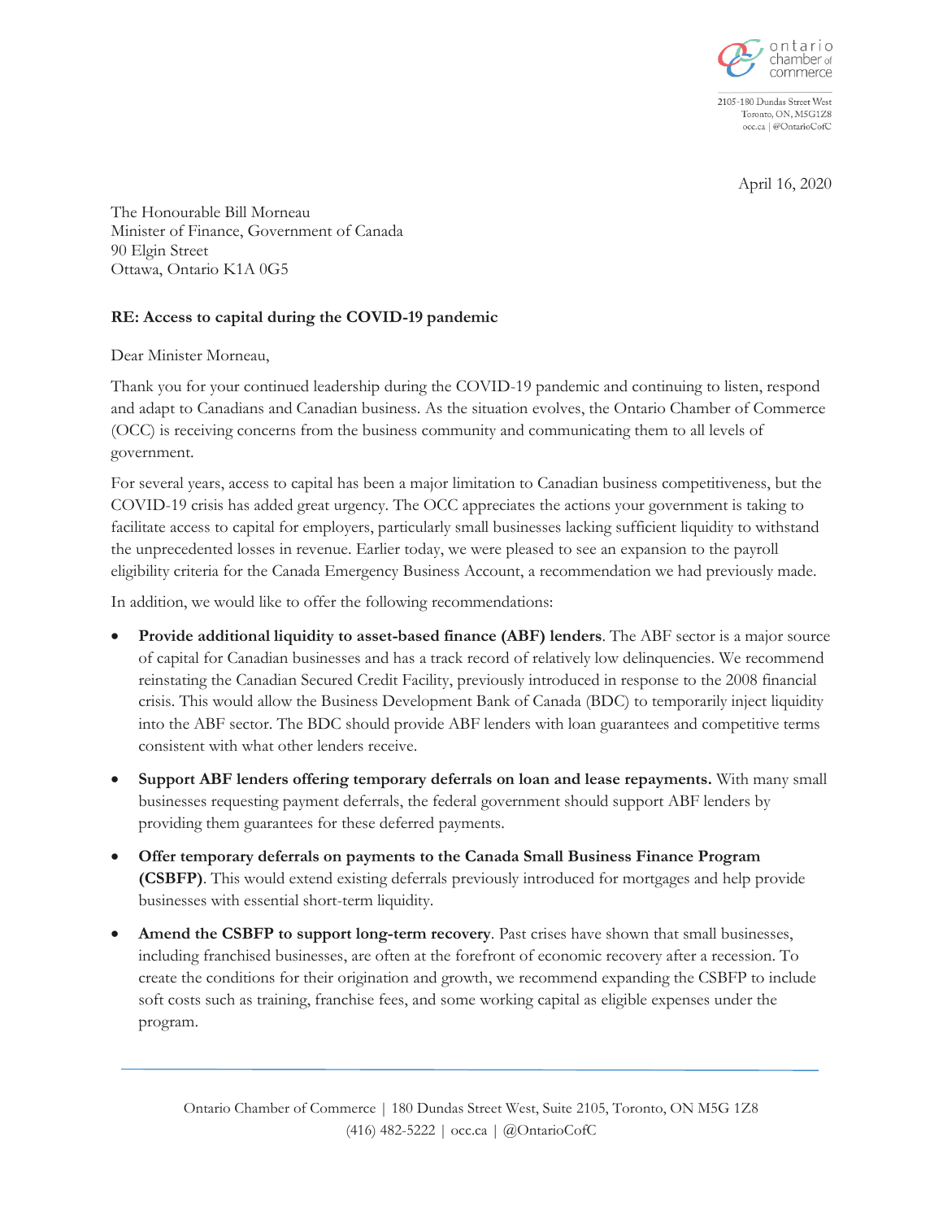ontario chamber of commerce

2105-180 Dundas Street West
Toronto, ON, M5G1Z8
occ.ca | @OntarioCofC

April 16, 2020

The Honourable Bill Morneau
Minister of Finance, Government of Canada
90 Elgin Street
Ottawa, Ontario K1A 0G5

**RE: Access to capital during the COVID-19 pandemic**

Dear Minister Morneau,

Thank you for your continued leadership during the COVID-19 pandemic and continuing to listen, respond and adapt to Canadians and Canadian business. As the situation evolves, the Ontario Chamber of Commerce (OCC) is receiving concerns from the business community and communicating them to all levels of government.

For several years, access to capital has been a major limitation to Canadian business competitiveness, but the COVID-19 crisis has added great urgency. The OCC appreciates the actions your government is taking to facilitate access to capital for employers, particularly small businesses lacking sufficient liquidity to withstand the unprecedented losses in revenue. Earlier today, we were pleased to see an expansion to the payroll eligibility criteria for the Canada Emergency Business Account, a recommendation we had previously made.

In addition, we would like to offer the following recommendations:

- **Provide additional liquidity to asset-based finance (ABF) lenders**. The ABF sector is a major source of capital for Canadian businesses and has a track record of relatively low delinquencies. We recommend reinstating the Canadian Secured Credit Facility, previously introduced in response to the 2008 financial crisis. This would allow the Business Development Bank of Canada (BDC) to temporarily inject liquidity into the ABF sector. The BDC should provide ABF lenders with loan guarantees and competitive terms consistent with what other lenders receive.
- **Support ABF lenders offering temporary deferrals on loan and lease repayments.** With many small businesses requesting payment deferrals, the federal government should support ABF lenders by providing them guarantees for these deferred payments.
- **Offer temporary deferrals on payments to the Canada Small Business Finance Program (CSBFP)**. This would extend existing deferrals previously introduced for mortgages and help provide businesses with essential short-term liquidity.
- **Amend the CSBFP to support long-term recovery**. Past crises have shown that small businesses, including franchised businesses, are often at the forefront of economic recovery after a recession. To create the conditions for their origination and growth, we recommend expanding the CSBFP to include soft costs such as training, franchise fees, and some working capital as eligible expenses under the program.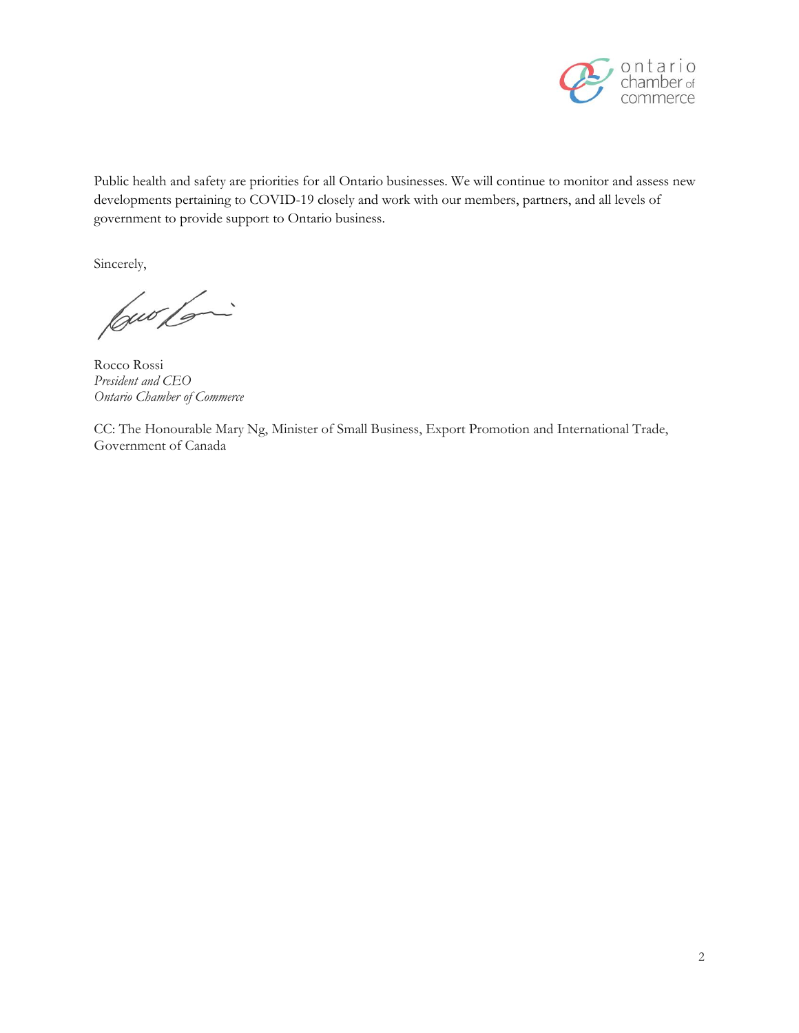Public health and safety are priorities for all Ontario businesses. We will continue to monitor and assess new developments pertaining to COVID-19 closely and work with our members, partners, and all levels of government to provide support to Ontario business.

Sincerely,

Rocco Rossi  
*President and CEO*  
*Ontario Chamber of Commerce*

CC: The Honourable Mary Ng, Minister of Small Business, Export Promotion and International Trade, Government of Canada